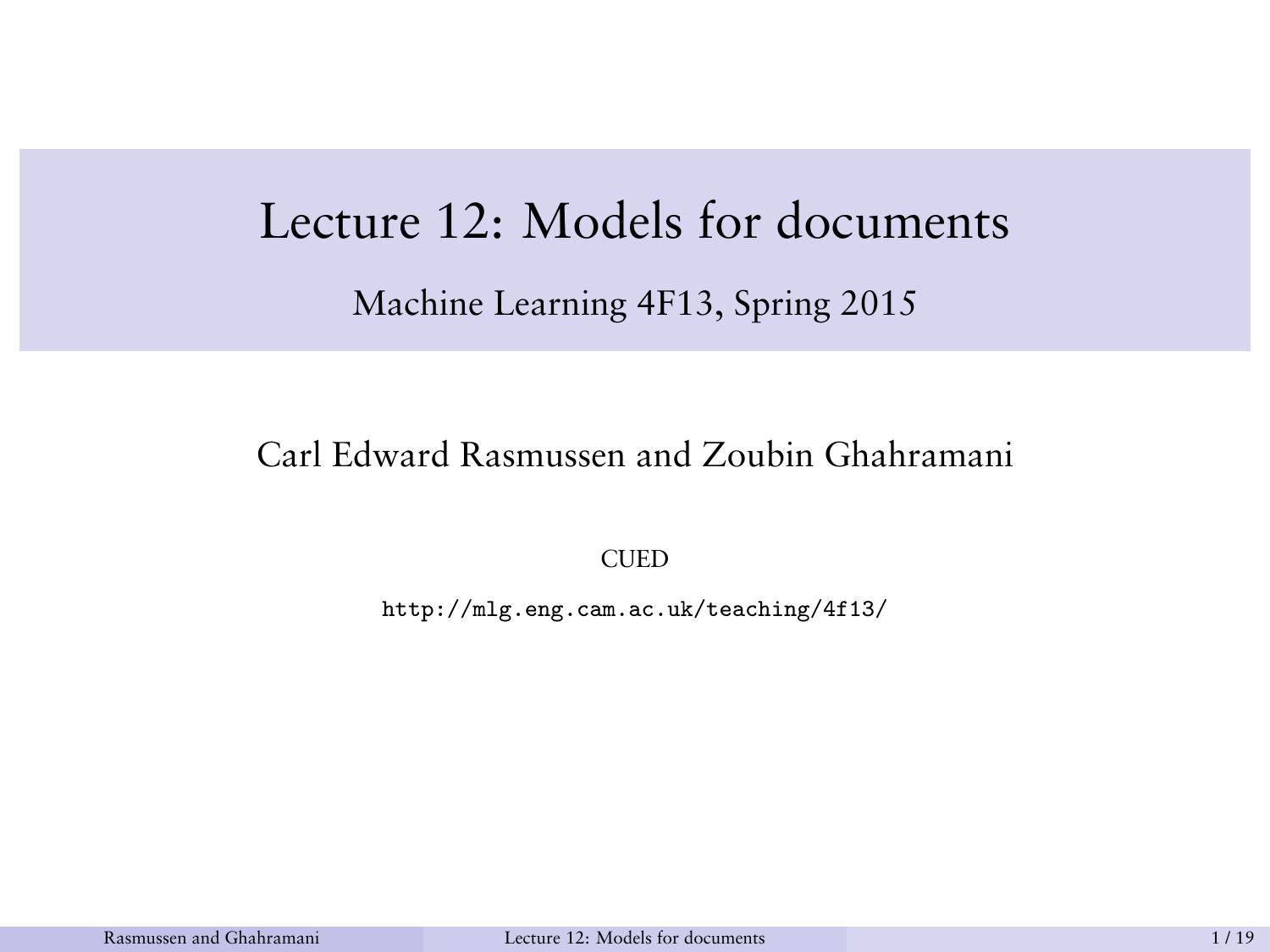# Lecture 12: Models for documents

## Machine Learning 4F13, Spring 2015

Carl Edward Rasmussen and Zoubin Ghahramani

CUED

http://mlg.eng.cam.ac.uk/teaching/4f13/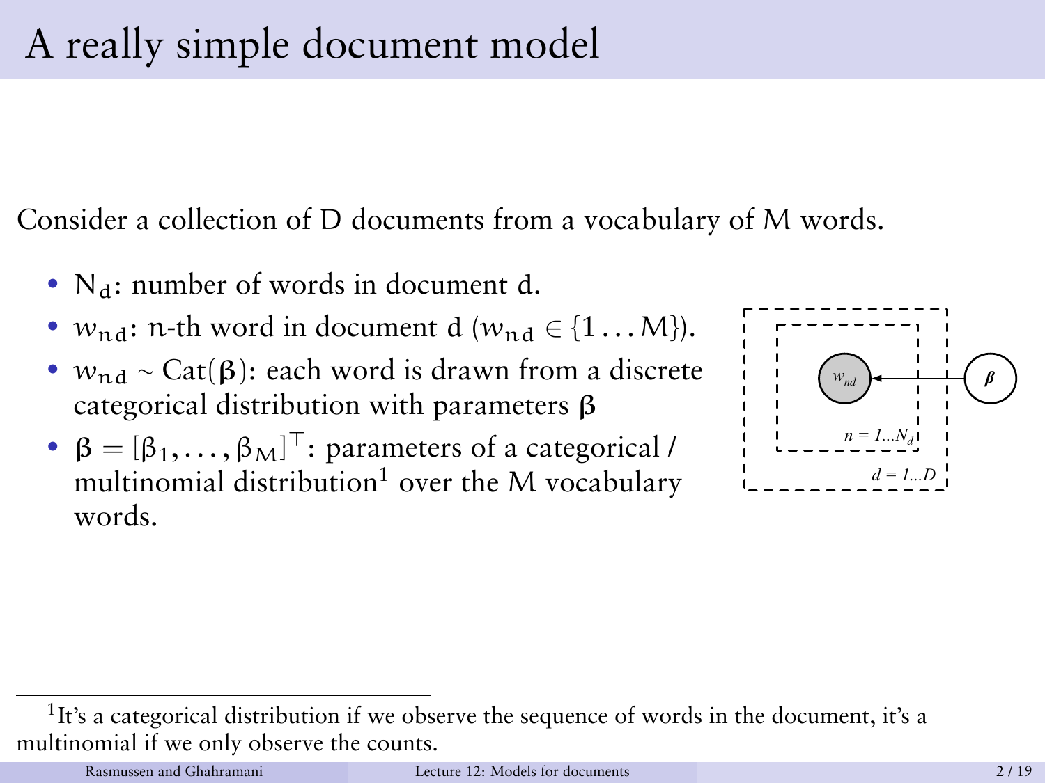# A really simple document model

Consider a collection of $D$ documents from a vocabulary of $M$ words.

- $N_d$: number of words in document $d$.
- $w_{nd}$: $n$-th word in document $d$ ($w_{nd} \in \{1 \ldots M\}$).
- $w_{nd} \sim \text{Cat}(\boldsymbol{\beta})$: each word is drawn from a discrete categorical distribution with parameters $\boldsymbol{\beta}$
- $\boldsymbol{\beta} = [\beta_1, \ldots, \beta_M]^\top$: parameters of a categorical / multinomial distribution[1] over the $M$ vocabulary words.

[1] It's a categorical distribution if we observe the sequence of words in the document, it's a multinomial if we only observe the counts.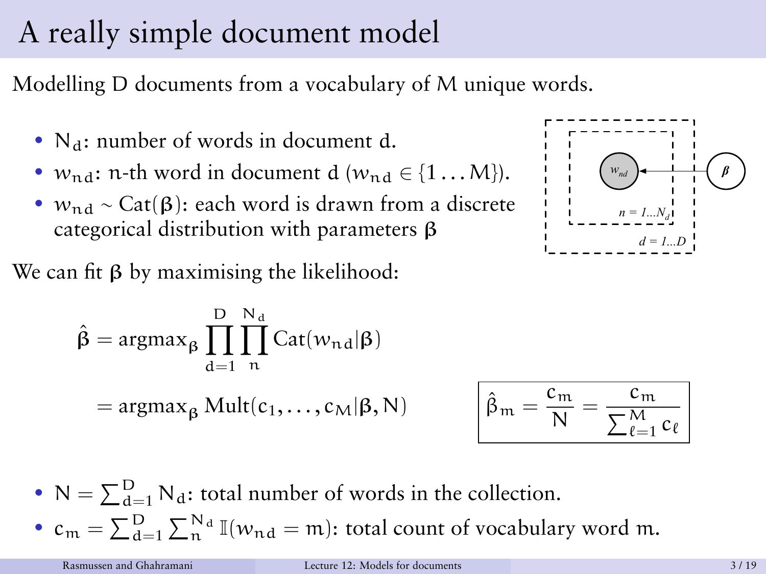# A really simple document model

Modelling $D$ documents from a vocabulary of $M$ unique words.

- $N_d$: number of words in document $d$.
- $w_{nd}$: $n$-th word in document $d$ ($w_{nd} \in \{1 \dots M\}$).
- $w_{nd} \sim \text{Cat}(\boldsymbol{\beta})$: each word is drawn from a discrete categorical distribution with parameters $\boldsymbol{\beta}$

We can fit $\boldsymbol{\beta}$ by maximising the likelihood:

$$
\begin{aligned}
\hat{\boldsymbol{\beta}} &= \text{argmax}_{\boldsymbol{\beta}} \prod_{d=1}^{D} \prod_{n}^{N_d} \text{Cat}(w_{nd} | \boldsymbol{\beta}) \\
&= \text{argmax}_{\boldsymbol{\beta}} \, \text{Mult}(c_1, \dots, c_M | \boldsymbol{\beta}, N)
\end{aligned}
$$

$$
\boxed{\hat{\beta}_m = \frac{c_m}{N} = \frac{c_m}{\sum_{\ell=1}^{M} c_\ell}}
$$

- $N = \sum_{d=1}^{D} N_d$: total number of words in the collection.
- $c_m = \sum_{d=1}^{D} \sum_{n}^{N_d} \mathbb{I}(w_{nd} = m)$: total count of vocabulary word $m$.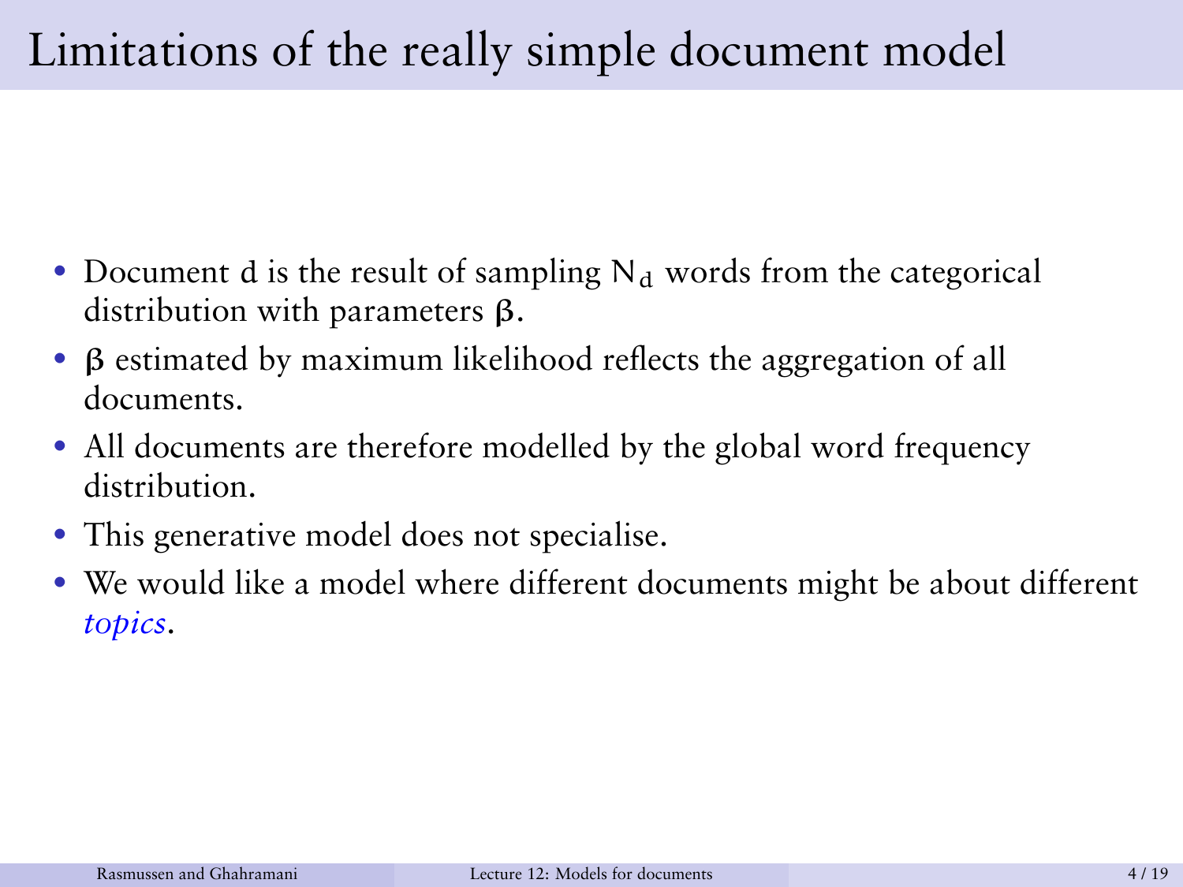# Limitations of the really simple document model

- Document $d$ is the result of sampling $N_d$ words from the categorical distribution with parameters $\boldsymbol{\beta}$.
- $\boldsymbol{\beta}$ estimated by maximum likelihood reflects the aggregation of all documents.
- All documents are therefore modelled by the global word frequency distribution.
- This generative model does not specialise.
- We would like a model where different documents might be about different *topics*.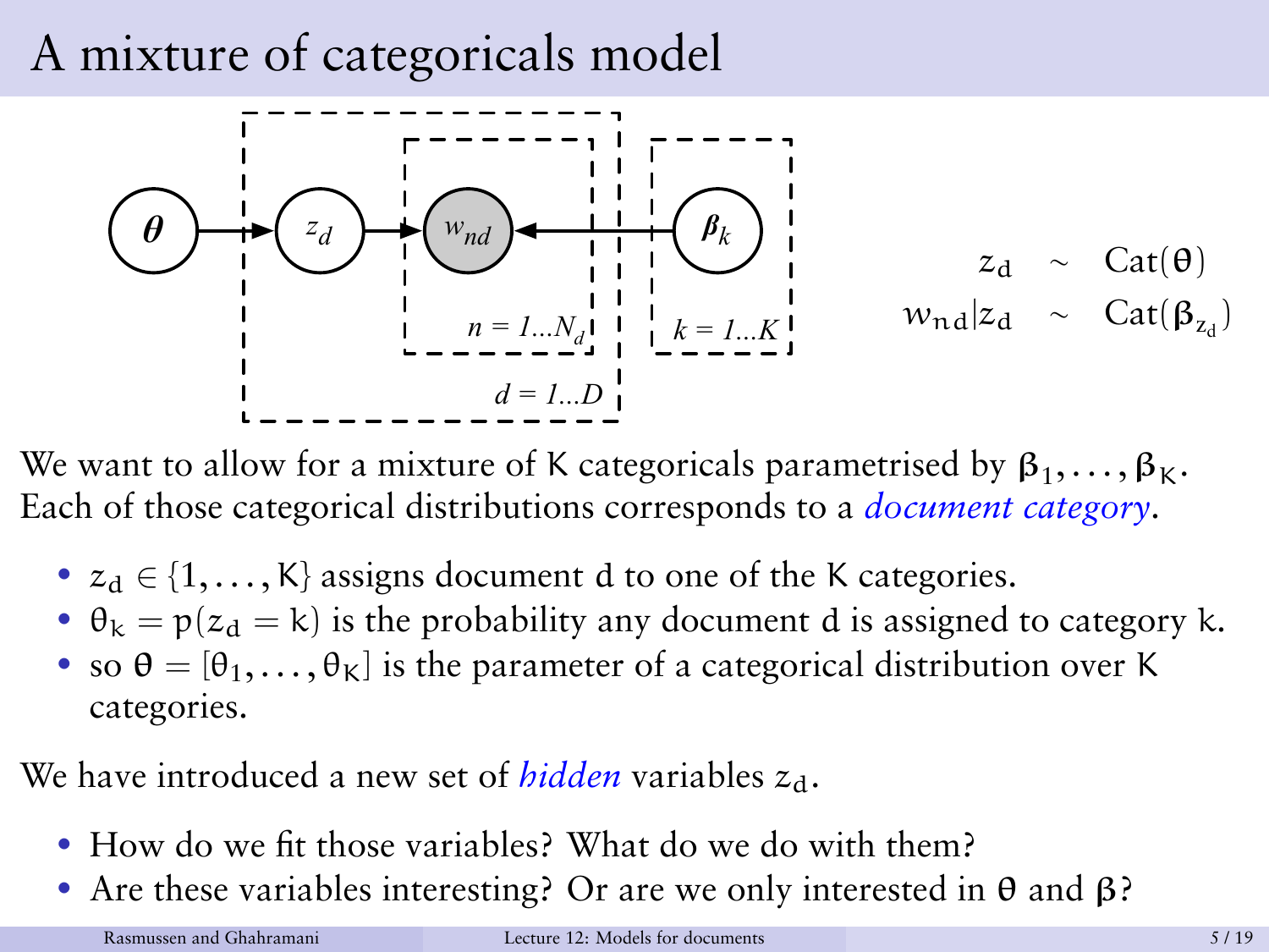# A mixture of categoricals model

$$z_d \sim \text{Cat}(\boldsymbol{\theta})$$
$$w_{nd}|z_d \sim \text{Cat}(\boldsymbol{\beta}_{z_d})$$

We want to allow for a mixture of K categoricals parametrised by $\boldsymbol{\beta}_1, \ldots, \boldsymbol{\beta}_K$. Each of those categorical distributions corresponds to a *document category*.

- $z_d \in \{1, \ldots, K\}$ assigns document d to one of the K categories.
- $\theta_k = p(z_d = k)$ is the probability any document d is assigned to category k.
- so $\boldsymbol{\theta} = [\theta_1, \ldots, \theta_K]$ is the parameter of a categorical distribution over K categories.

We have introduced a new set of *hidden* variables $z_d$.

- How do we fit those variables? What do we do with them?
- Are these variables interesting? Or are we only interested in $\boldsymbol{\theta}$ and $\boldsymbol{\beta}$?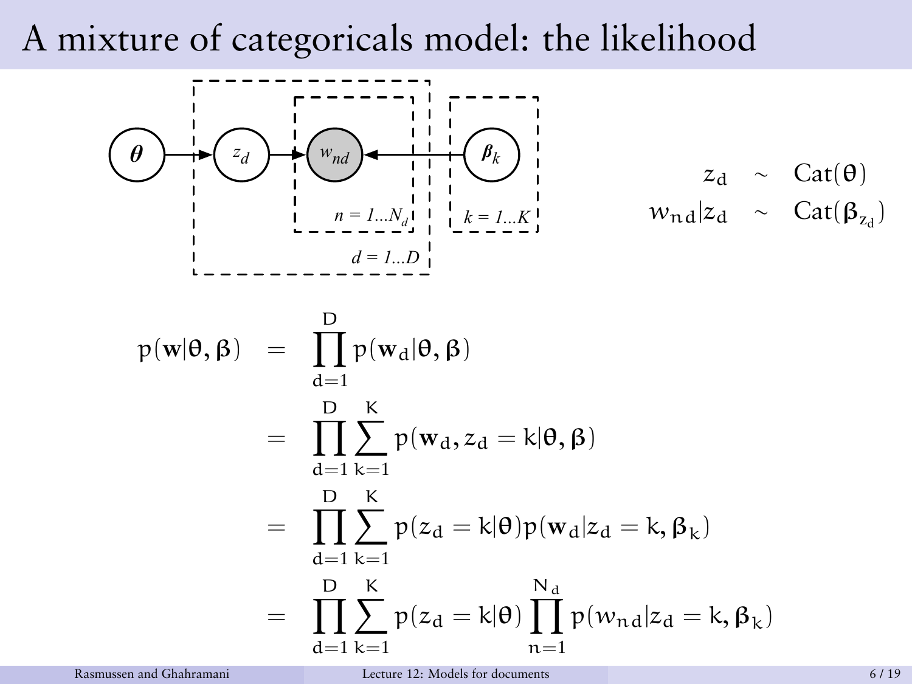# A mixture of categoricals model: the likelihood

$$
\begin{aligned}
z_d &\sim \text{Cat}(\theta) \\
w_{nd}|z_d &\sim \text{Cat}(\beta_{z_d})
\end{aligned}
$$

$$
\begin{aligned}
p(\mathbf{w}|\theta, \beta) &= \prod_{d=1}^{D} p(\mathbf{w}_d|\theta, \beta) \\
&= \prod_{d=1}^{D} \sum_{k=1}^{K} p(\mathbf{w}_d, z_d = k|\theta, \beta) \\
&= \prod_{d=1}^{D} \sum_{k=1}^{K} p(z_d = k|\theta) p(\mathbf{w}_d|z_d = k, \beta_k) \\
&= \prod_{d=1}^{D} \sum_{k=1}^{K} p(z_d = k|\theta) \prod_{n=1}^{N_d} p(w_{nd}|z_d = k, \beta_k)
\end{aligned}
$$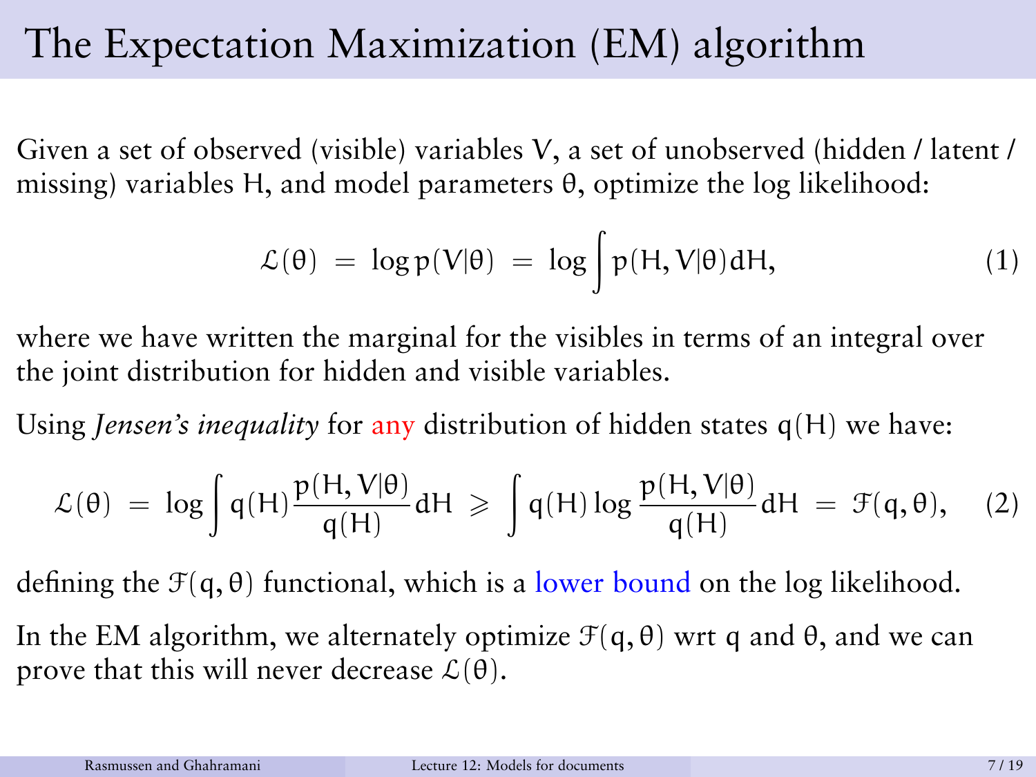# The Expectation Maximization (EM) algorithm

Given a set of observed (visible) variables $V$, a set of unobserved (hidden / latent / missing) variables $H$, and model parameters $\theta$, optimize the log likelihood:

$$\mathcal{L}(\theta) \;=\; \log p(V|\theta) \;=\; \log \int p(H, V|\theta) dH, \tag{1}$$

where we have written the marginal for the visibles in terms of an integral over the joint distribution for hidden and visible variables.

Using *Jensen's inequality* for any distribution of hidden states $q(H)$ we have:

$$\mathcal{L}(\theta) \;=\; \log \int q(H) \frac{p(H, V|\theta)}{q(H)} dH \;\geqslant\; \int q(H) \log \frac{p(H, V|\theta)}{q(H)} dH \;=\; \mathcal{F}(q, \theta), \tag{2}$$

defining the $\mathcal{F}(q, \theta)$ functional, which is a lower bound on the log likelihood.

In the EM algorithm, we alternately optimize $\mathcal{F}(q, \theta)$ wrt $q$ and $\theta$, and we can prove that this will never decrease $\mathcal{L}(\theta)$.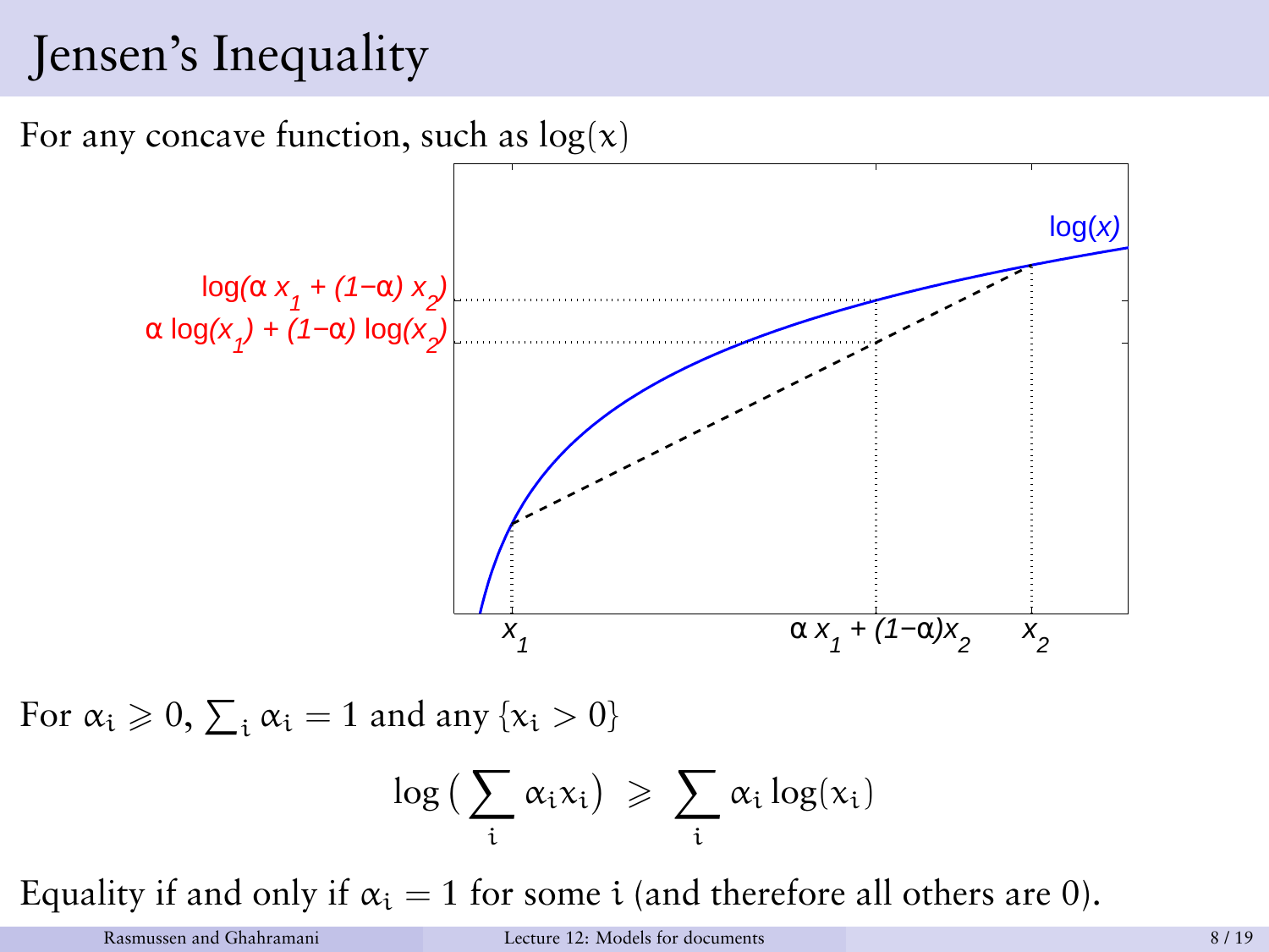# Jensen's Inequality

For any concave function, such as $\log(x)$

For $\alpha_i \geq 0$, $\sum_i \alpha_i = 1$ and any $\{x_i > 0\}$

$$\log\Big(\sum_i \alpha_i x_i\Big) \geq \sum_i \alpha_i \log(x_i)$$

Equality if and only if $\alpha_i = 1$ for some $i$ (and therefore all others are 0).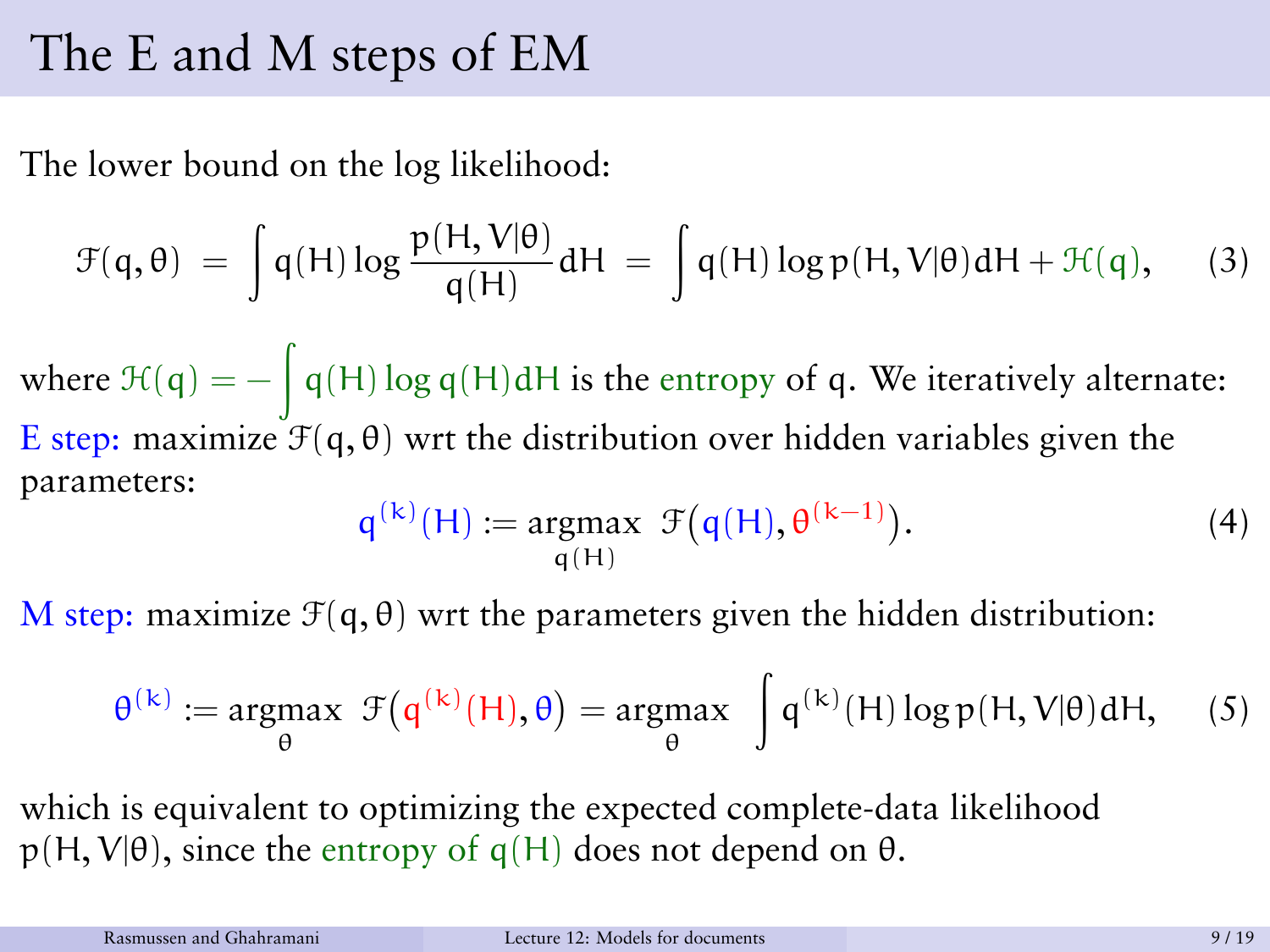# The E and M steps of EM

The lower bound on the log likelihood:

$$\mathcal{F}(q, \theta) \;=\; \int q(H) \log \frac{p(H, V|\theta)}{q(H)} dH \;=\; \int q(H) \log p(H, V|\theta) dH + \mathcal{H}(q), \qquad (3)$$

where $\mathcal{H}(q) = -\int q(H) \log q(H) dH$ is the entropy of $q$. We iteratively alternate:

E step: maximize $\mathcal{F}(q, \theta)$ wrt the distribution over hidden variables given the parameters:

$$q^{(k)}(H) := \underset{q(H)}{\operatorname{argmax}} \; \mathcal{F}\big(q(H), \theta^{(k-1)}\big). \qquad (4)$$

M step: maximize $\mathcal{F}(q, \theta)$ wrt the parameters given the hidden distribution:

$$\theta^{(k)} := \underset{\theta}{\operatorname{argmax}} \; \mathcal{F}\big(q^{(k)}(H), \theta\big) = \underset{\theta}{\operatorname{argmax}} \; \int q^{(k)}(H) \log p(H, V|\theta) dH, \qquad (5)$$

which is equivalent to optimizing the expected complete-data likelihood $p(H, V|\theta)$, since the entropy of $q(H)$ does not depend on $\theta$.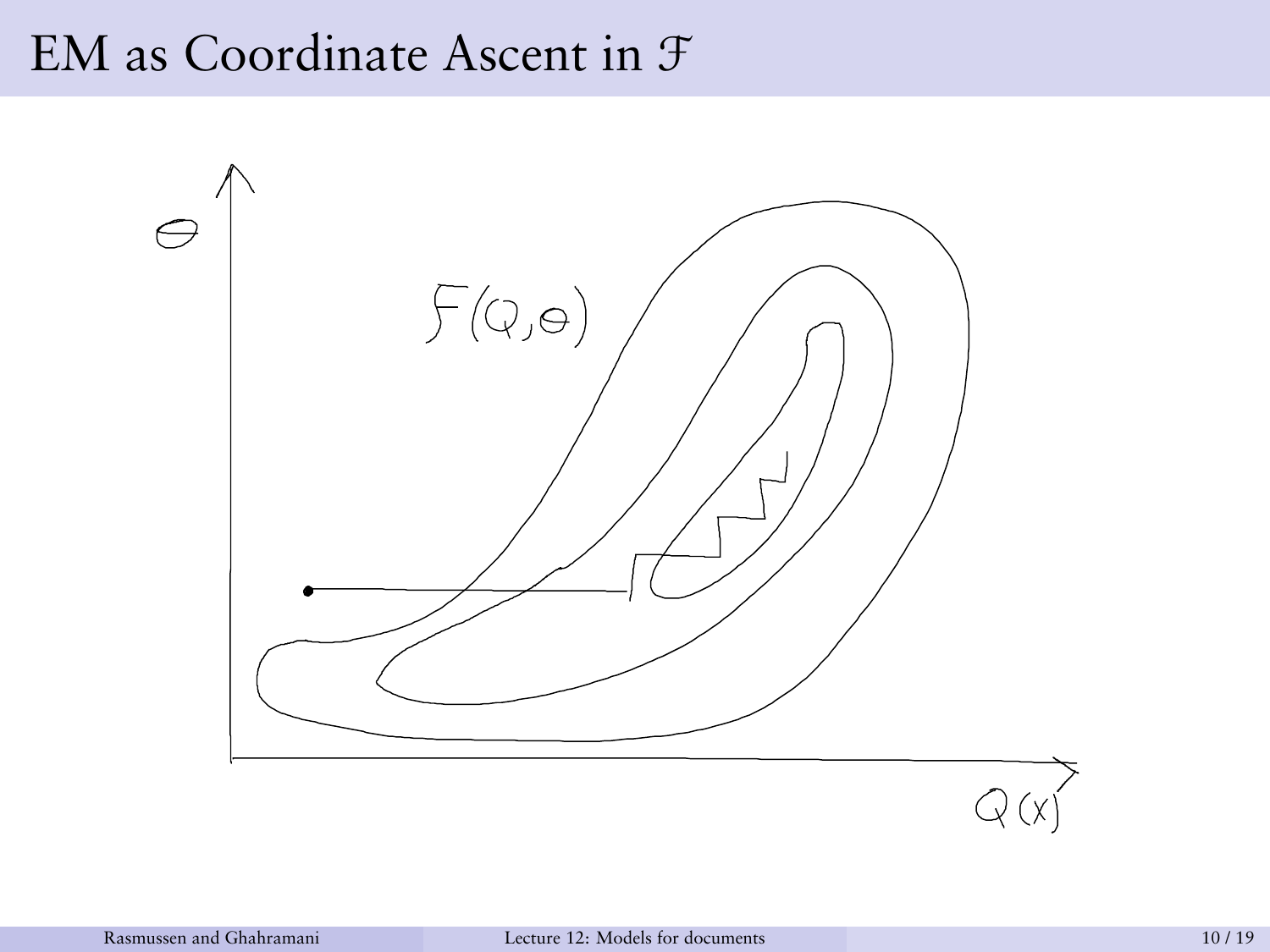# EM as Coordinate Ascent in $\mathcal{F}$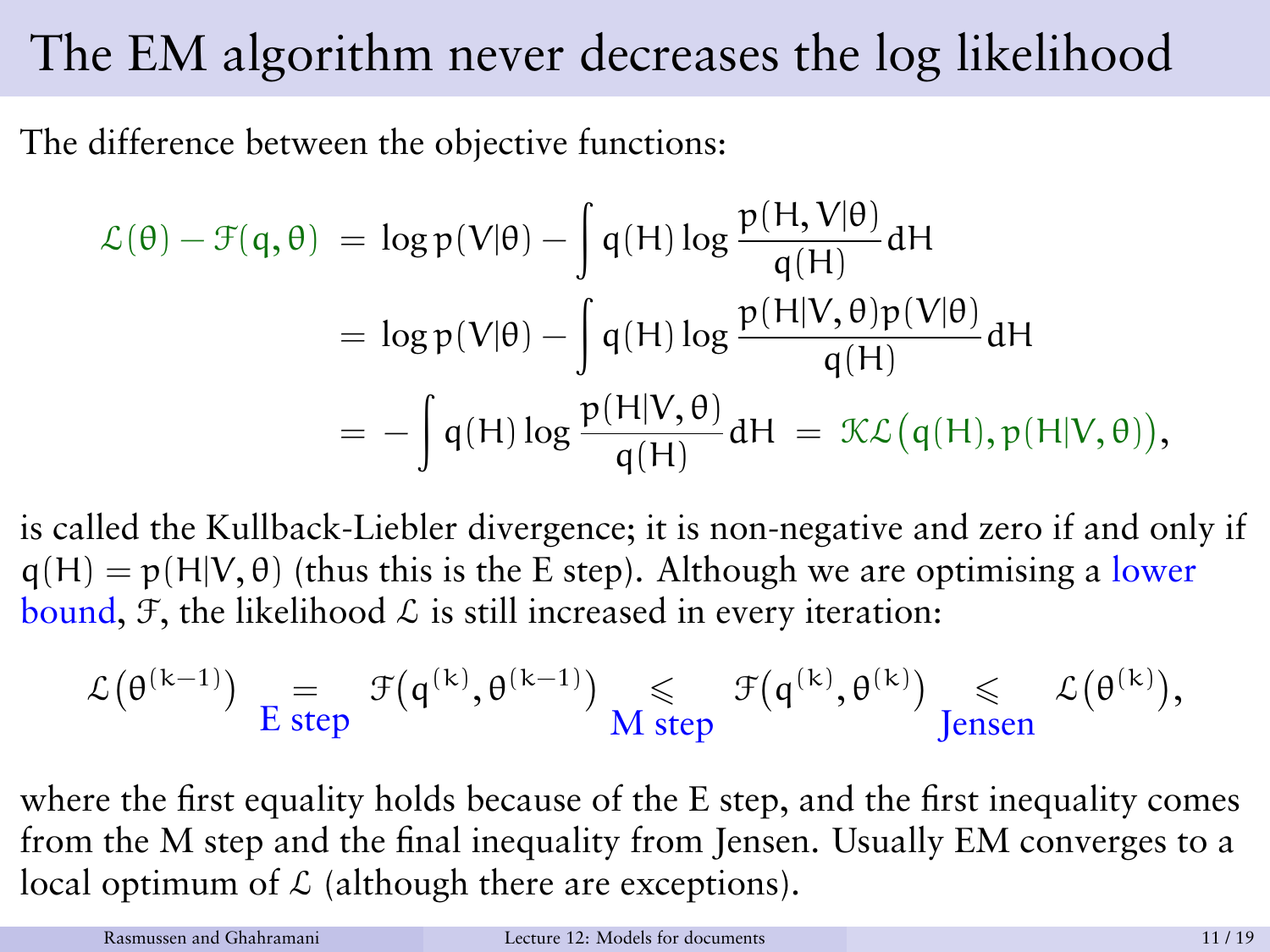# The EM algorithm never decreases the log likelihood

The difference between the objective functions:

$$
\begin{aligned}
\mathcal{L}(\theta) - \mathcal{F}(q, \theta) &= \log p(V|\theta) - \int q(H) \log \frac{p(H, V|\theta)}{q(H)} dH \\
&= \log p(V|\theta) - \int q(H) \log \frac{p(H|V, \theta) p(V|\theta)}{q(H)} dH \\
&= -\int q(H) \log \frac{p(H|V, \theta)}{q(H)} dH \;=\; \mathcal{KL}\big(q(H), p(H|V, \theta)\big),
\end{aligned}
$$

is called the Kullback-Liebler divergence; it is non-negative and zero if and only if $q(H) = p(H|V, \theta)$ (thus this is the E step). Although we are optimising a lower bound, $\mathcal{F}$, the likelihood $\mathcal{L}$ is still increased in every iteration:

$$
\mathcal{L}\big(\theta^{(k-1)}\big) \underset{\text{E step}}{=} \mathcal{F}\big(q^{(k)}, \theta^{(k-1)}\big) \underset{\text{M step}}{\leqslant} \mathcal{F}\big(q^{(k)}, \theta^{(k)}\big) \underset{\text{Jensen}}{\leqslant} \mathcal{L}\big(\theta^{(k)}\big),
$$

where the first equality holds because of the E step, and the first inequality comes from the M step and the final inequality from Jensen. Usually EM converges to a local optimum of $\mathcal{L}$ (although there are exceptions).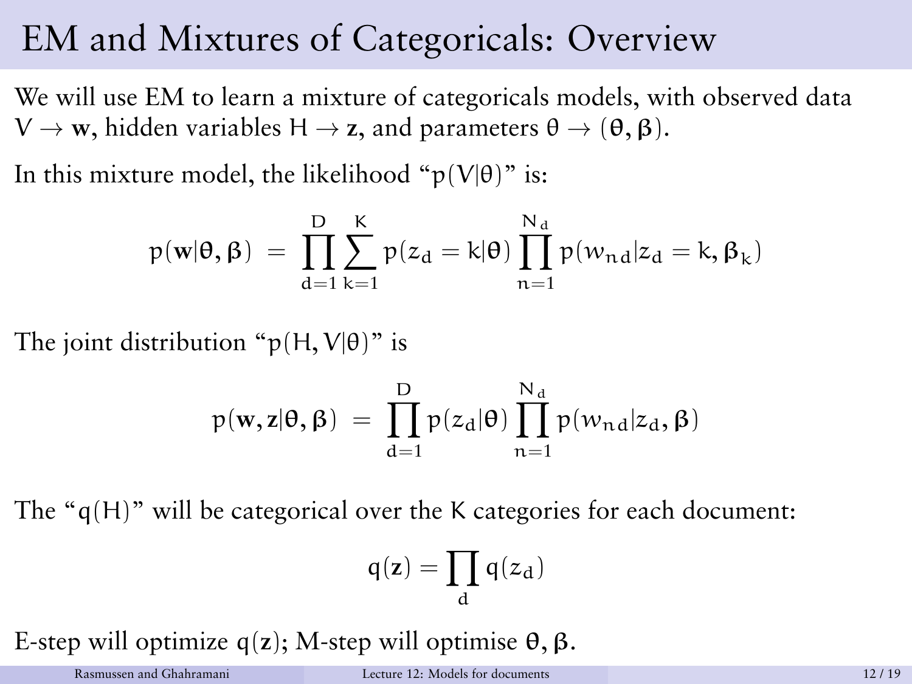# EM and Mixtures of Categoricals: Overview

We will use EM to learn a mixture of categoricals models, with observed data $V \to \mathbf{w}$, hidden variables $H \to \mathbf{z}$, and parameters $\theta \to (\boldsymbol{\theta}, \boldsymbol{\beta})$.

In this mixture model, the likelihood "$p(V|\theta)$" is:

$$p(\mathbf{w}|\boldsymbol{\theta}, \boldsymbol{\beta}) \;=\; \prod_{d=1}^{D} \sum_{k=1}^{K} p(z_d = k|\boldsymbol{\theta}) \prod_{n=1}^{N_d} p(w_{nd}|z_d = k, \boldsymbol{\beta}_k)$$

The joint distribution "$p(H, V|\theta)$" is

$$p(\mathbf{w}, \mathbf{z}|\boldsymbol{\theta}, \boldsymbol{\beta}) \;=\; \prod_{d=1}^{D} p(z_d|\boldsymbol{\theta}) \prod_{n=1}^{N_d} p(w_{nd}|z_d, \boldsymbol{\beta})$$

The "$q(H)$" will be categorical over the $K$ categories for each document:

$$q(\mathbf{z}) = \prod_{d} q(z_d)$$

E-step will optimize $q(\mathbf{z})$; M-step will optimise $\boldsymbol{\theta}, \boldsymbol{\beta}$.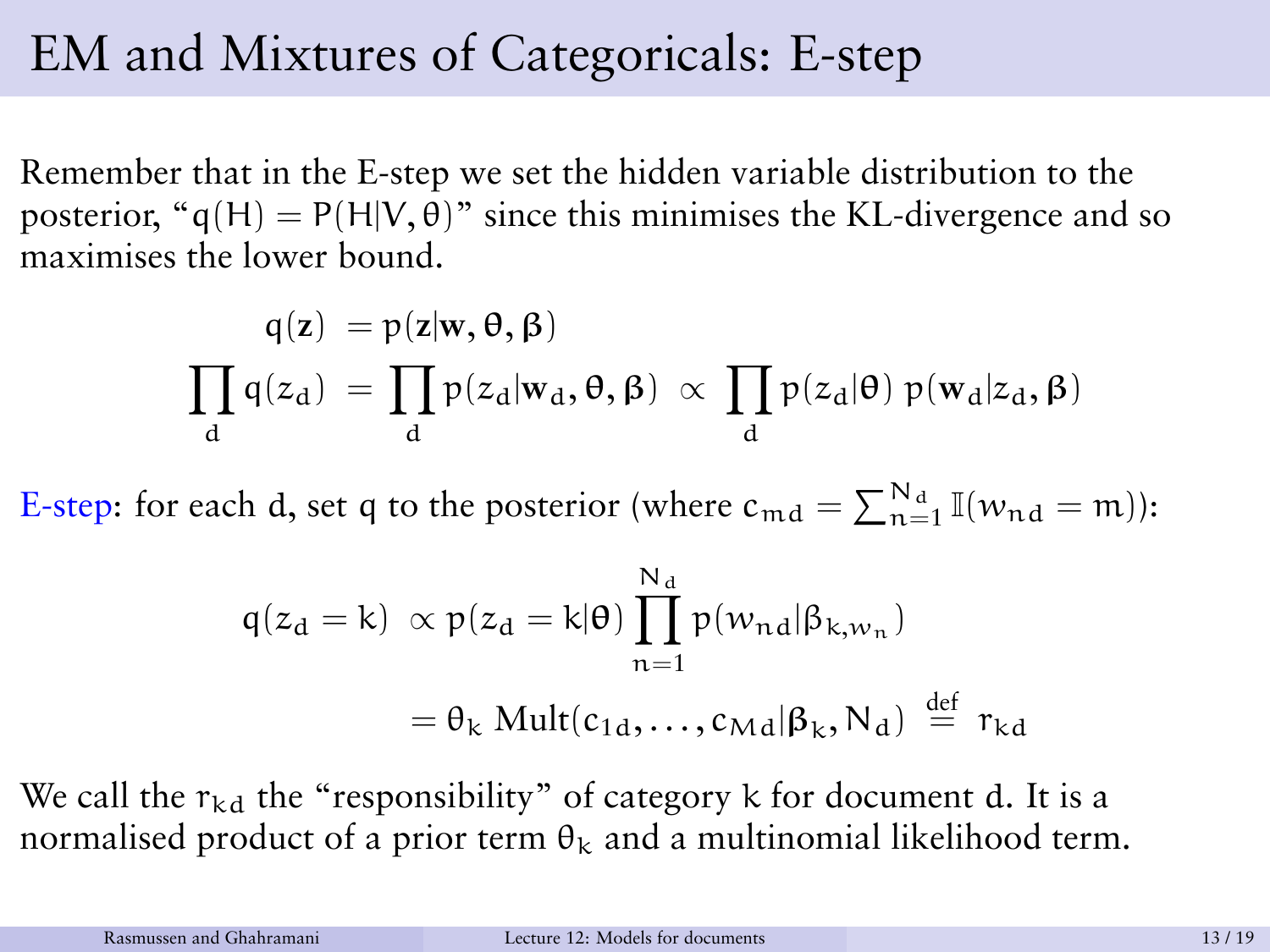# EM and Mixtures of Categoricals: E-step

Remember that in the E-step we set the hidden variable distribution to the posterior, "$q(H) = P(H|V, \theta)$" since this minimises the KL-divergence and so maximises the lower bound.

$$
\begin{aligned}
q(\mathbf{z}) &= p(\mathbf{z}|\mathbf{w}, \theta, \boldsymbol{\beta}) \\
\prod_d q(z_d) &= \prod_d p(z_d|\mathbf{w}_d, \theta, \boldsymbol{\beta}) \;\propto\; \prod_d p(z_d|\theta)\, p(\mathbf{w}_d|z_d, \boldsymbol{\beta})
\end{aligned}
$$

E-step: for each d, set q to the posterior (where $c_{md} = \sum_{n=1}^{N_d} \mathbb{I}(w_{nd} = m)$):

$$
\begin{aligned}
q(z_d = k) &\propto p(z_d = k|\theta) \prod_{n=1}^{N_d} p(w_{nd}|\beta_{k,w_n}) \\
&= \theta_k \, \mathrm{Mult}(c_{1d}, \ldots, c_{Md}|\boldsymbol{\beta}_k, N_d) \overset{\text{def}}{=} r_{kd}
\end{aligned}
$$

We call the $r_{kd}$ the "responsibility" of category k for document d. It is a normalised product of a prior term $\theta_k$ and a multinomial likelihood term.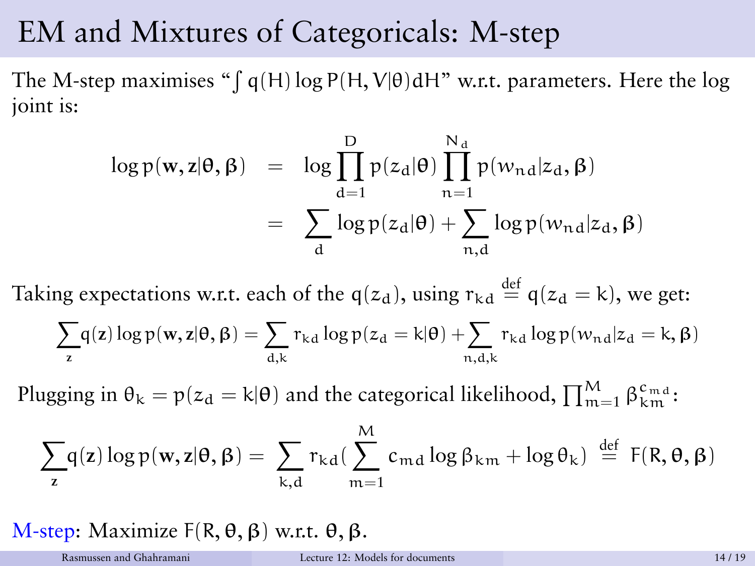# EM and Mixtures of Categoricals: M-step

The M-step maximises "$\int q(H) \log P(H, V|\theta) dH$" w.r.t. parameters. Here the log joint is:

$$
\begin{aligned}
\log p(\mathbf{w}, \mathbf{z}|\boldsymbol{\theta}, \boldsymbol{\beta}) &= \log \prod_{d=1}^{D} p(z_d|\boldsymbol{\theta}) \prod_{n=1}^{N_d} p(w_{nd}|z_d, \boldsymbol{\beta}) \\
&= \sum_{d} \log p(z_d|\boldsymbol{\theta}) + \sum_{n,d} \log p(w_{nd}|z_d, \boldsymbol{\beta})
\end{aligned}
$$

Taking expectations w.r.t. each of the $q(z_d)$, using $r_{kd} \stackrel{\text{def}}{=} q(z_d = k)$, we get:

$$
\sum_{\mathbf{z}} q(\mathbf{z}) \log p(\mathbf{w}, \mathbf{z}|\boldsymbol{\theta}, \boldsymbol{\beta}) = \sum_{d,k} r_{kd} \log p(z_d = k|\boldsymbol{\theta}) + \sum_{n,d,k} r_{kd} \log p(w_{nd}|z_d = k, \boldsymbol{\beta})
$$

Plugging in $\theta_k = p(z_d = k|\boldsymbol{\theta})$ and the categorical likelihood, $\prod_{m=1}^{M} \beta_{km}^{c_{md}}$:

$$
\sum_{\mathbf{z}} q(\mathbf{z}) \log p(\mathbf{w}, \mathbf{z}|\boldsymbol{\theta}, \boldsymbol{\beta}) = \sum_{k,d} r_{kd} \Big( \sum_{m=1}^{M} c_{md} \log \beta_{km} + \log \theta_k \Big) \stackrel{\text{def}}{=} F(R, \boldsymbol{\theta}, \boldsymbol{\beta})
$$

M-step: Maximize $F(R, \boldsymbol{\theta}, \boldsymbol{\beta})$ w.r.t. $\boldsymbol{\theta}, \boldsymbol{\beta}$.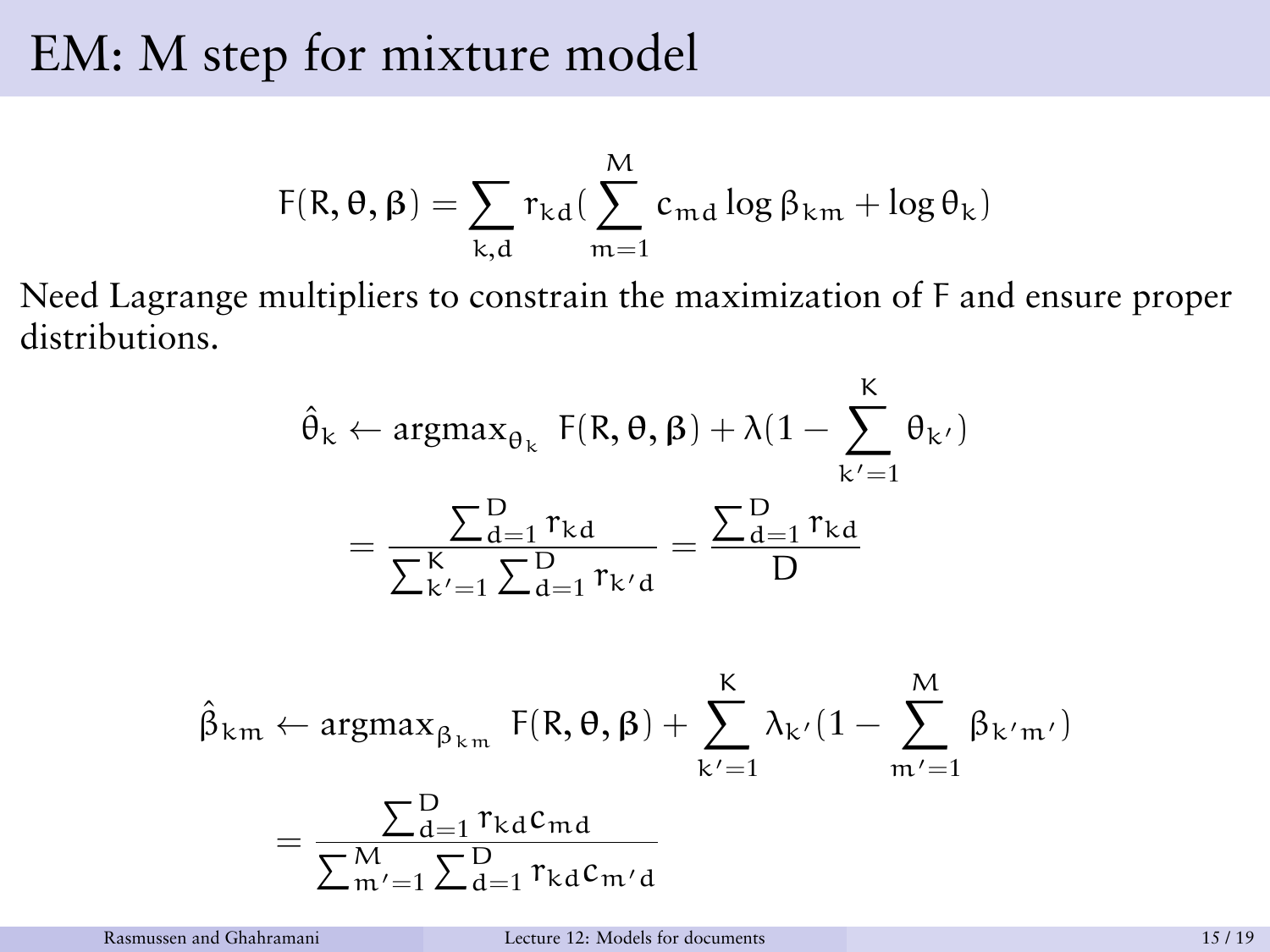# EM: M step for mixture model

$$F(R, \theta, \beta) = \sum_{k,d} r_{kd} \left( \sum_{m=1}^{M} c_{md} \log \beta_{km} + \log \theta_k \right)$$

Need Lagrange multipliers to constrain the maximization of $F$ and ensure proper distributions.

$$\hat{\theta}_k \leftarrow \text{argmax}_{\theta_k} \; F(R, \theta, \beta) + \lambda \left(1 - \sum_{k'=1}^{K} \theta_{k'}\right)$$

$$= \frac{\sum_{d=1}^{D} r_{kd}}{\sum_{k'=1}^{K} \sum_{d=1}^{D} r_{k'd}} = \frac{\sum_{d=1}^{D} r_{kd}}{D}$$

$$\hat{\beta}_{km} \leftarrow \text{argmax}_{\beta_{km}} \; F(R, \theta, \beta) + \sum_{k'=1}^{K} \lambda_{k'} \left(1 - \sum_{m'=1}^{M} \beta_{k'm'}\right)$$

$$= \frac{\sum_{d=1}^{D} r_{kd} c_{md}}{\sum_{m'=1}^{M} \sum_{d=1}^{D} r_{kd} c_{m'd}}$$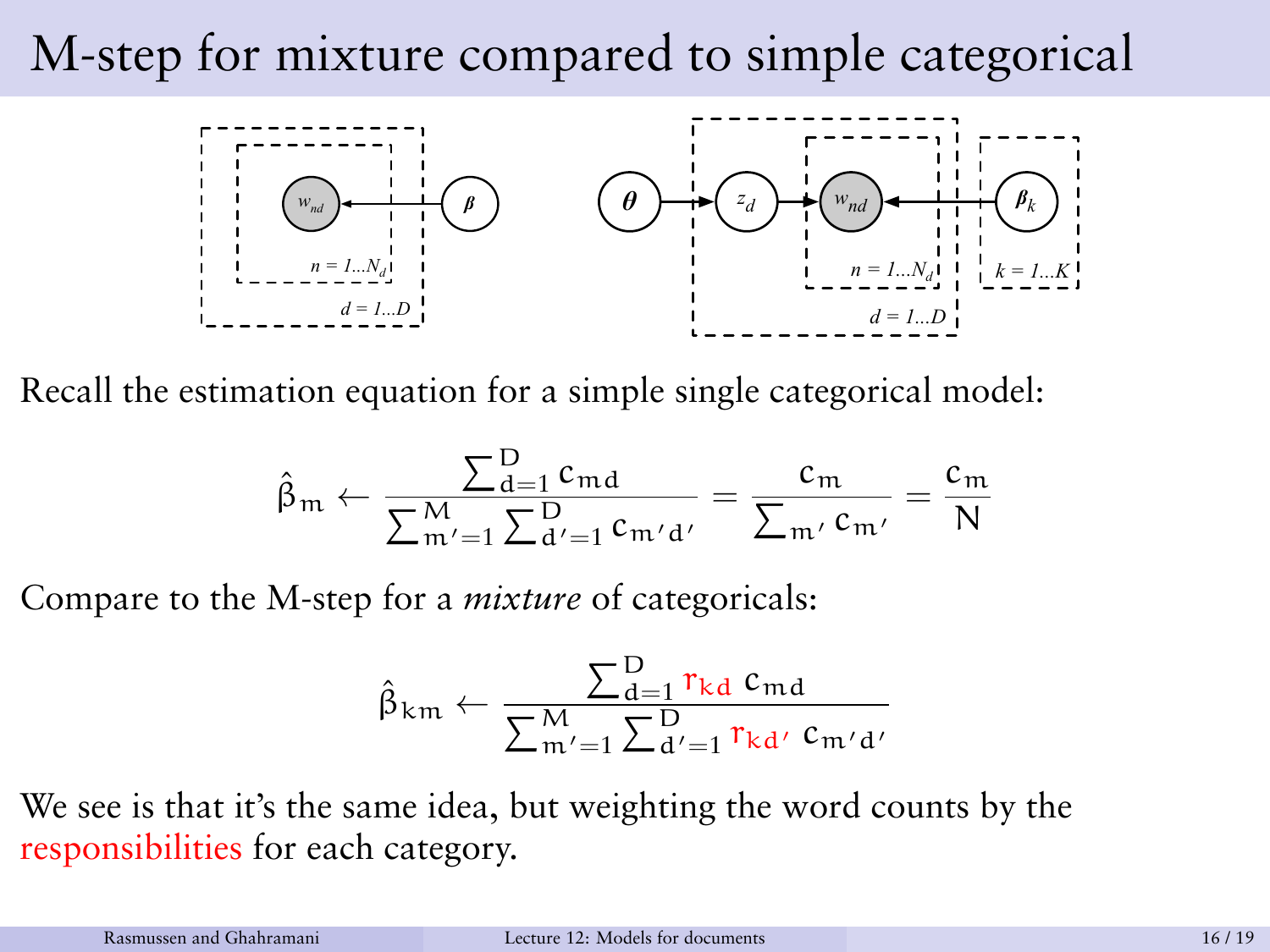# M-step for mixture compared to simple categorical

Recall the estimation equation for a simple single categorical model:

$$\hat{\beta}_m \leftarrow \frac{\sum_{d=1}^{D} c_{md}}{\sum_{m'=1}^{M} \sum_{d'=1}^{D} c_{m'd'}} = \frac{c_m}{\sum_{m'} c_{m'}} = \frac{c_m}{N}$$

Compare to the M-step for a *mixture* of categoricals:

$$\hat{\beta}_{km} \leftarrow \frac{\sum_{d=1}^{D} r_{kd} \, c_{md}}{\sum_{m'=1}^{M} \sum_{d'=1}^{D} r_{kd'} \, c_{m'd'}}$$

We see is that it's the same idea, but weighting the word counts by the responsibilities for each category.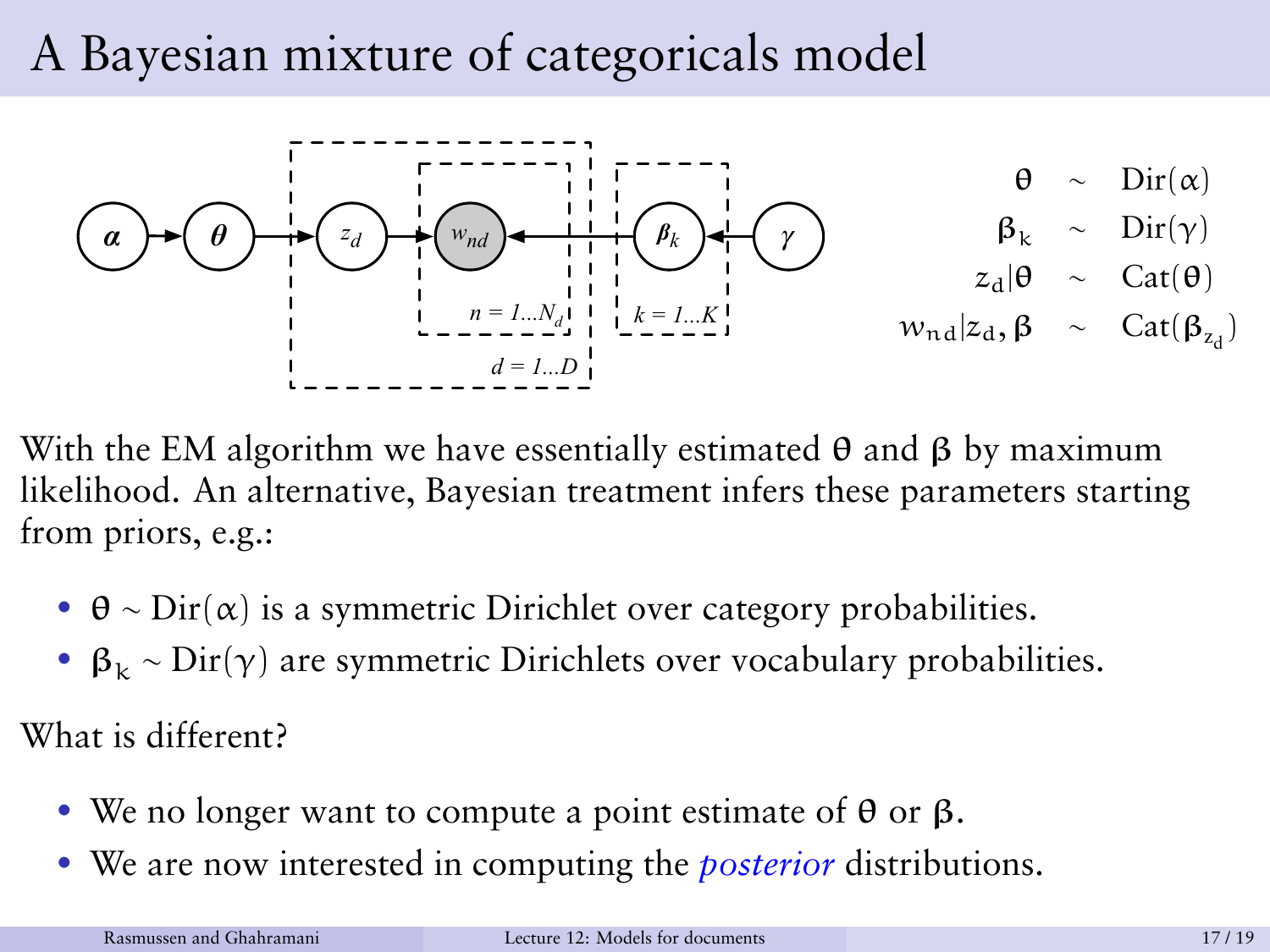# A Bayesian mixture of categoricals model

$$
\begin{aligned}
\theta &\sim \mathrm{Dir}(\alpha) \\
\beta_k &\sim \mathrm{Dir}(\gamma) \\
z_d|\theta &\sim \mathrm{Cat}(\theta) \\
w_{nd}|z_d, \beta &\sim \mathrm{Cat}(\beta_{z_d})
\end{aligned}
$$

With the EM algorithm we have essentially estimated $\theta$ and $\beta$ by maximum likelihood. An alternative, Bayesian treatment infers these parameters starting from priors, e.g.:

- $\theta \sim \mathrm{Dir}(\alpha)$ is a symmetric Dirichlet over category probabilities.
- $\beta_k \sim \mathrm{Dir}(\gamma)$ are symmetric Dirichlets over vocabulary probabilities.

What is different?

- We no longer want to compute a point estimate of $\theta$ or $\beta$.
- We are now interested in computing the *posterior* distributions.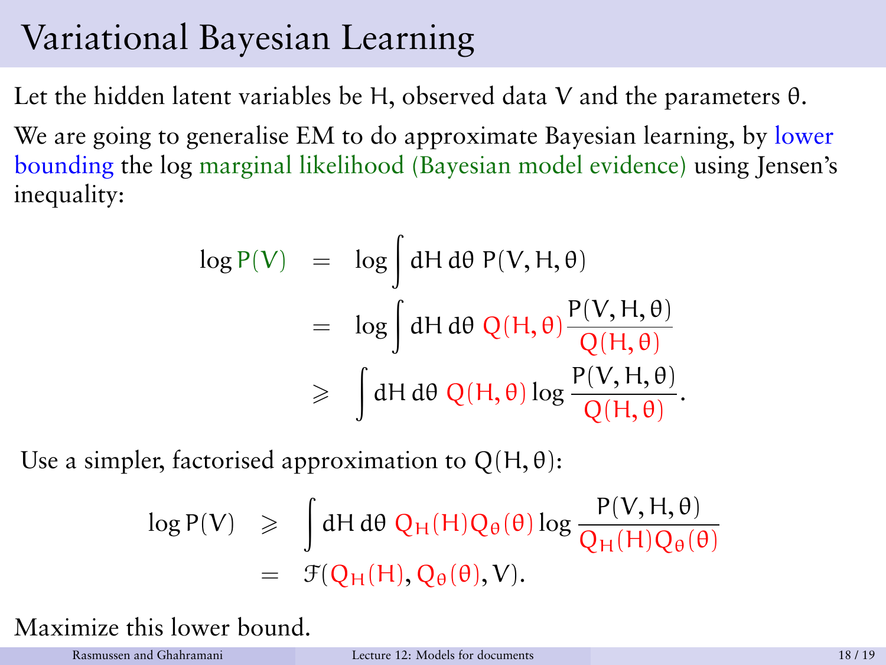# Variational Bayesian Learning

Let the hidden latent variables be $H$, observed data $V$ and the parameters $\theta$.

We are going to generalise EM to do approximate Bayesian learning, by lower bounding the log marginal likelihood (Bayesian model evidence) using Jensen's inequality:

$$
\begin{aligned}
\log P(V) &= \log \int dH \, d\theta \; P(V, H, \theta) \\
&= \log \int dH \, d\theta \; Q(H, \theta) \frac{P(V, H, \theta)}{Q(H, \theta)} \\
&\geqslant \int dH \, d\theta \; Q(H, \theta) \log \frac{P(V, H, \theta)}{Q(H, \theta)}.
\end{aligned}
$$

Use a simpler, factorised approximation to $Q(H, \theta)$:

$$
\begin{aligned}
\log P(V) &\geqslant \int dH \, d\theta \; Q_H(H) Q_\theta(\theta) \log \frac{P(V, H, \theta)}{Q_H(H) Q_\theta(\theta)} \\
&= \mathcal{F}(Q_H(H), Q_\theta(\theta), V).
\end{aligned}
$$

Maximize this lower bound.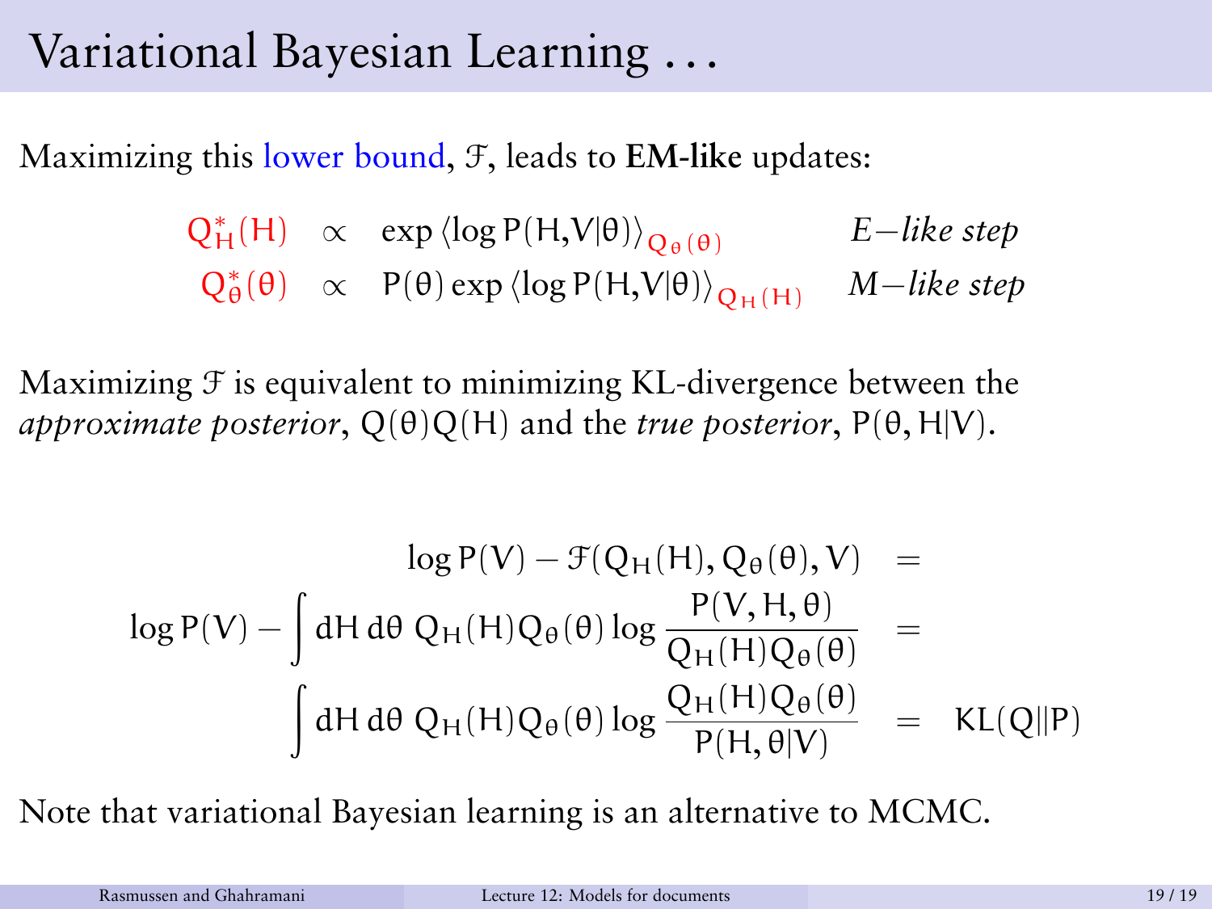# Variational Bayesian Learning ...

Maximizing this lower bound, $\mathcal{F}$, leads to **EM-like** updates:

$$
\begin{aligned}
Q_H^*(H) &\propto \exp \langle \log P(H,V|\theta) \rangle_{Q_\theta(\theta)} && \textit{E-like step} \\
Q_\theta^*(\theta) &\propto P(\theta) \exp \langle \log P(H,V|\theta) \rangle_{Q_H(H)} && \textit{M-like step}
\end{aligned}
$$

Maximizing $\mathcal{F}$ is equivalent to minimizing KL-divergence between the *approximate posterior*, $Q(\theta)Q(H)$ and the *true posterior*, $P(\theta, H|V)$.

$$
\begin{aligned}
\log P(V) - \mathcal{F}(Q_H(H), Q_\theta(\theta), V) &= \\
\log P(V) - \int dH \, d\theta \; Q_H(H) Q_\theta(\theta) \log \frac{P(V, H, \theta)}{Q_H(H) Q_\theta(\theta)} &= \\
\int dH \, d\theta \; Q_H(H) Q_\theta(\theta) \log \frac{Q_H(H) Q_\theta(\theta)}{P(H, \theta|V)} &= \mathrm{KL}(Q \| P)
\end{aligned}
$$

Note that variational Bayesian learning is an alternative to MCMC.